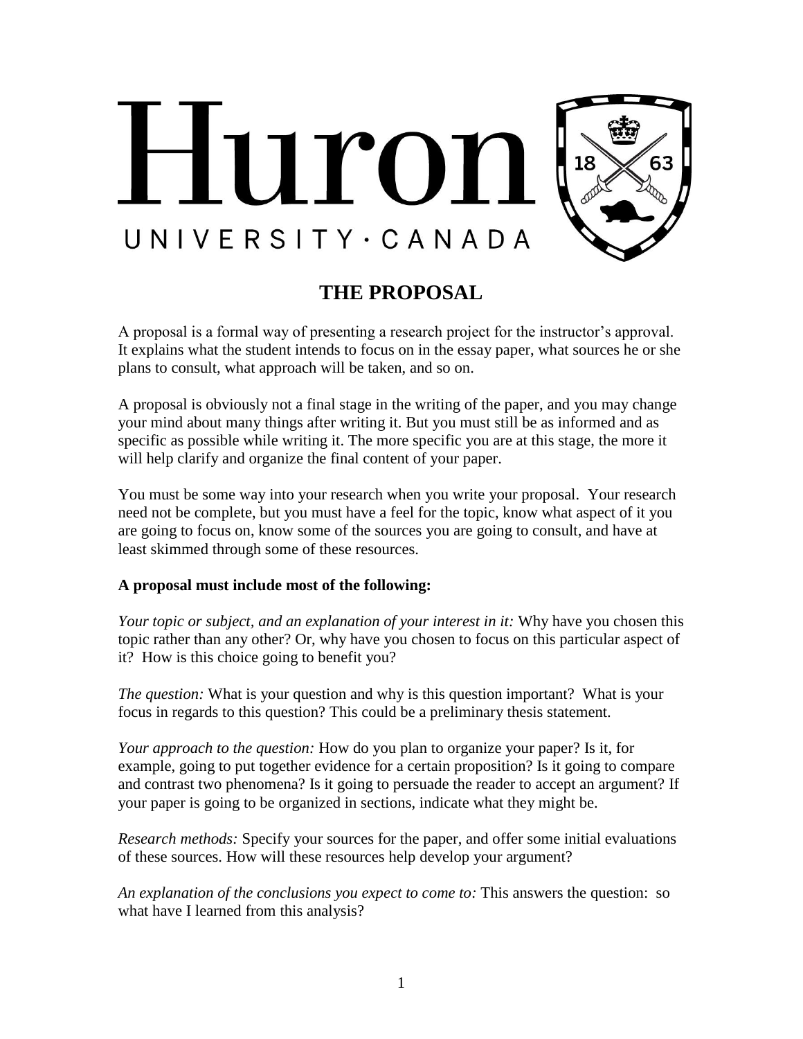Huron

UNIVERSITY · CANADA

# THE PROPOSAL

A proposal is a formal way of presenting a research project for the instructor's approval. It explains what the student intends to focus on in the essay paper, what sources he or she plans to consult, what approach will be taken, and so on.

A proposal is obviously not a final stage in the writing of the paper, and you may change your mind about many things after writing it. But you must still be as informed and as specific as possible while writing it. The more specific you are at this stage, the more it will help clarify and organize the final content of your paper.

You must be some way into your research when you write your proposal. Your research need not be complete, but you must have a feel for the topic, know what aspect of it you are going to focus on, know some of the sources you are going to consult, and have at least skimmed through some of these resources.

**A proposal must include most of the following:**

*Your topic or subject, and an explanation of your interest in it:* Why have you chosen this topic rather than any other? Or, why have you chosen to focus on this particular aspect of it? How is this choice going to benefit you?

*The question:* What is your question and why is this question important? What is your focus in regards to this question? This could be a preliminary thesis statement.

*Your approach to the question:* How do you plan to organize your paper? Is it, for example, going to put together evidence for a certain proposition? Is it going to compare and contrast two phenomena? Is it going to persuade the reader to accept an argument? If your paper is going to be organized in sections, indicate what they might be.

*Research methods:* Specify your sources for the paper, and offer some initial evaluations of these sources. How will these resources help develop your argument?

*An explanation of the conclusions you expect to come to:* This answers the question: so what have I learned from this analysis?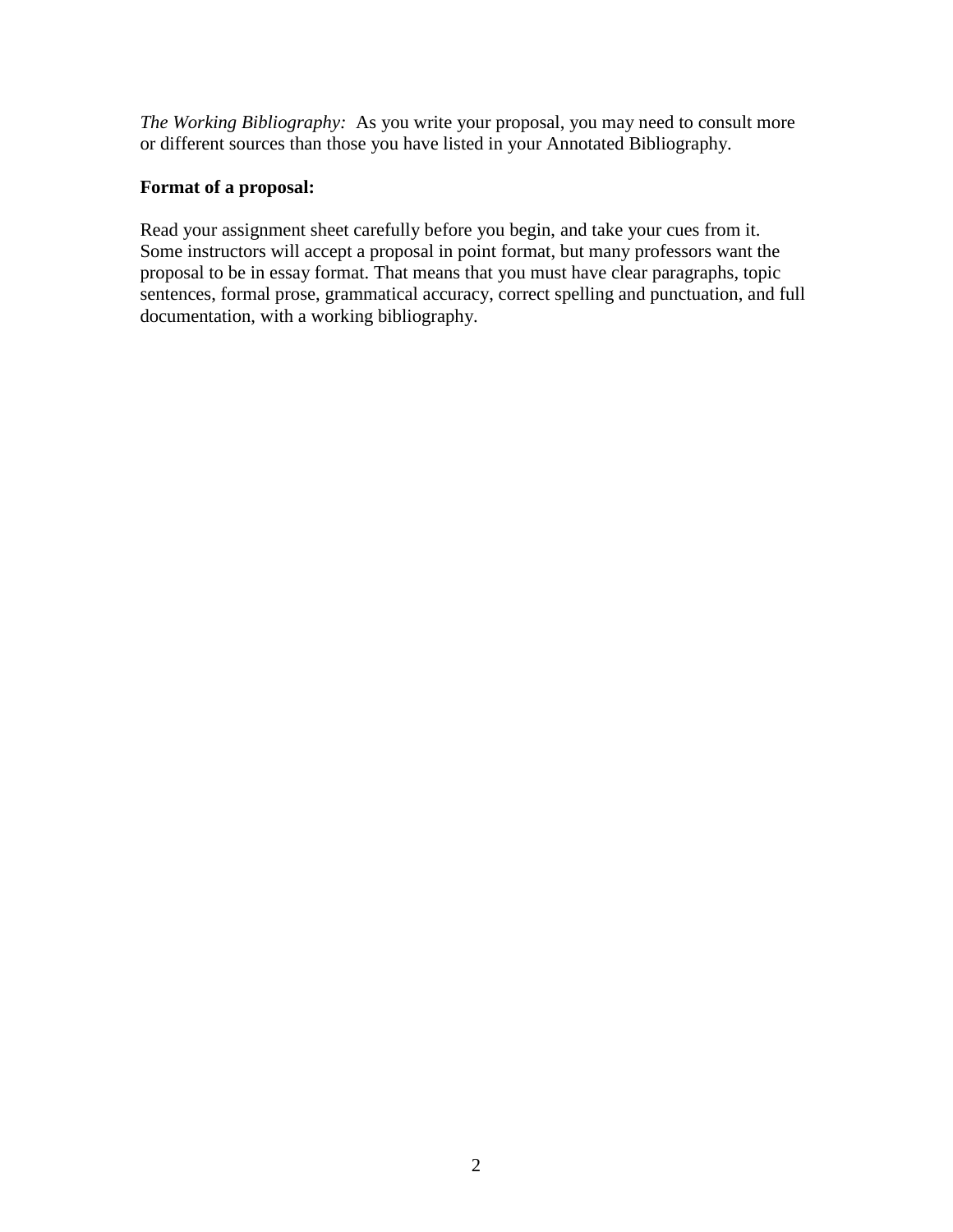*The Working Bibliography:* As you write your proposal, you may need to consult more or different sources than those you have listed in your Annotated Bibliography.

**Format of a proposal:**

Read your assignment sheet carefully before you begin, and take your cues from it. Some instructors will accept a proposal in point format, but many professors want the proposal to be in essay format. That means that you must have clear paragraphs, topic sentences, formal prose, grammatical accuracy, correct spelling and punctuation, and full documentation, with a working bibliography.